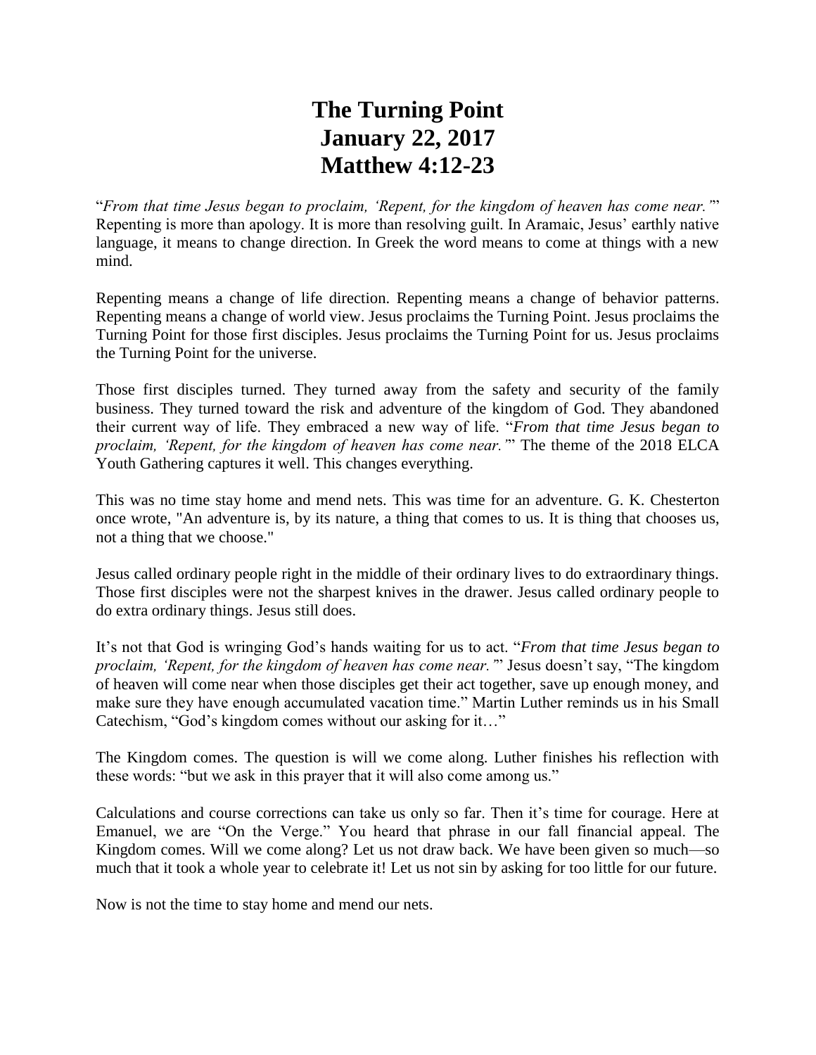# The Turning Point
# January 22, 2017
# Matthew 4:12-23

"*From that time Jesus began to proclaim, 'Repent, for the kingdom of heaven has come near.'*" Repenting is more than apology. It is more than resolving guilt. In Aramaic, Jesus' earthly native language, it means to change direction. In Greek the word means to come at things with a new mind.

Repenting means a change of life direction. Repenting means a change of behavior patterns. Repenting means a change of world view. Jesus proclaims the Turning Point. Jesus proclaims the Turning Point for those first disciples. Jesus proclaims the Turning Point for us. Jesus proclaims the Turning Point for the universe.

Those first disciples turned. They turned away from the safety and security of the family business. They turned toward the risk and adventure of the kingdom of God. They abandoned their current way of life. They embraced a new way of life. "*From that time Jesus began to proclaim, 'Repent, for the kingdom of heaven has come near.'*" The theme of the 2018 ELCA Youth Gathering captures it well. This changes everything.

This was no time stay home and mend nets. This was time for an adventure. G. K. Chesterton once wrote, "An adventure is, by its nature, a thing that comes to us. It is thing that chooses us, not a thing that we choose."

Jesus called ordinary people right in the middle of their ordinary lives to do extraordinary things. Those first disciples were not the sharpest knives in the drawer. Jesus called ordinary people to do extra ordinary things. Jesus still does.

It's not that God is wringing God's hands waiting for us to act. "*From that time Jesus began to proclaim, 'Repent, for the kingdom of heaven has come near.'*" Jesus doesn't say, "The kingdom of heaven will come near when those disciples get their act together, save up enough money, and make sure they have enough accumulated vacation time." Martin Luther reminds us in his Small Catechism, "God's kingdom comes without our asking for it…"

The Kingdom comes. The question is will we come along. Luther finishes his reflection with these words: "but we ask in this prayer that it will also come among us."

Calculations and course corrections can take us only so far. Then it's time for courage. Here at Emanuel, we are "On the Verge." You heard that phrase in our fall financial appeal. The Kingdom comes. Will we come along? Let us not draw back. We have been given so much—so much that it took a whole year to celebrate it! Let us not sin by asking for too little for our future.

Now is not the time to stay home and mend our nets.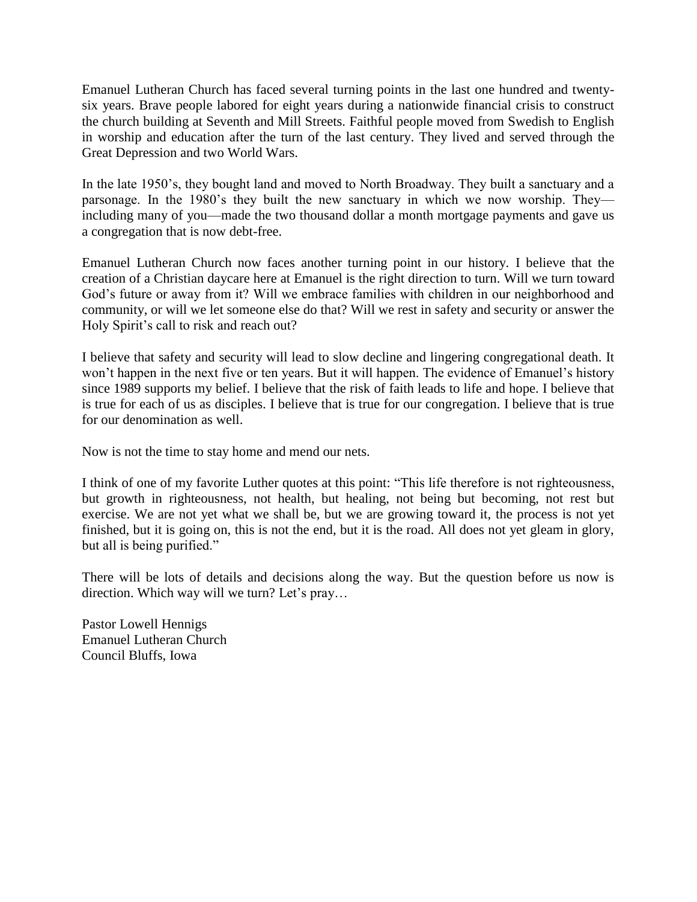Emanuel Lutheran Church has faced several turning points in the last one hundred and twenty-six years. Brave people labored for eight years during a nationwide financial crisis to construct the church building at Seventh and Mill Streets. Faithful people moved from Swedish to English in worship and education after the turn of the last century. They lived and served through the Great Depression and two World Wars.

In the late 1950's, they bought land and moved to North Broadway. They built a sanctuary and a parsonage. In the 1980's they built the new sanctuary in which we now worship. They—including many of you—made the two thousand dollar a month mortgage payments and gave us a congregation that is now debt-free.

Emanuel Lutheran Church now faces another turning point in our history. I believe that the creation of a Christian daycare here at Emanuel is the right direction to turn. Will we turn toward God's future or away from it? Will we embrace families with children in our neighborhood and community, or will we let someone else do that? Will we rest in safety and security or answer the Holy Spirit's call to risk and reach out?

I believe that safety and security will lead to slow decline and lingering congregational death. It won't happen in the next five or ten years. But it will happen. The evidence of Emanuel's history since 1989 supports my belief. I believe that the risk of faith leads to life and hope. I believe that is true for each of us as disciples. I believe that is true for our congregation. I believe that is true for our denomination as well.

Now is not the time to stay home and mend our nets.

I think of one of my favorite Luther quotes at this point: "This life therefore is not righteousness, but growth in righteousness, not health, but healing, not being but becoming, not rest but exercise. We are not yet what we shall be, but we are growing toward it, the process is not yet finished, but it is going on, this is not the end, but it is the road. All does not yet gleam in glory, but all is being purified."

There will be lots of details and decisions along the way. But the question before us now is direction. Which way will we turn? Let's pray…

Pastor Lowell Hennigs  
Emanuel Lutheran Church  
Council Bluffs, Iowa